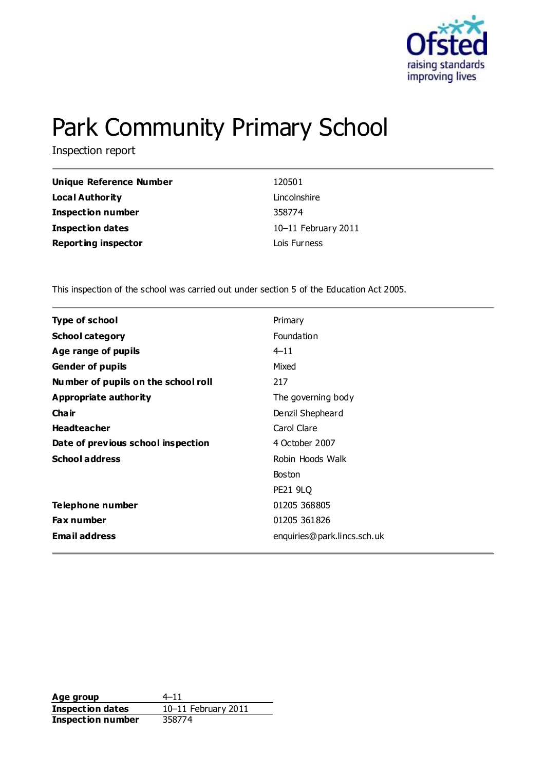# Park Community Primary School

Inspection report

| | |
|---|---|
| **Unique Reference Number** | 120501 |
| **Local Authority** | Lincolnshire |
| **Inspection number** | 358774 |
| **Inspection dates** | 10–11 February 2011 |
| **Reporting inspector** | Lois Furness |

This inspection of the school was carried out under section 5 of the Education Act 2005.

| | |
|---|---|
| **Type of school** | Primary |
| **School category** | Foundation |
| **Age range of pupils** | 4–11 |
| **Gender of pupils** | Mixed |
| **Number of pupils on the school roll** | 217 |
| **Appropriate authority** | The governing body |
| **Chair** | Denzil Shepheard |
| **Headteacher** | Carol Clare |
| **Date of previous school inspection** | 4 October 2007 |
| **School address** | Robin Hoods Walk |
| | Boston |
| | PE21 9LQ |
| **Telephone number** | 01205 368805 |
| **Fax number** | 01205 361826 |
| **Email address** | enquiries@park.lincs.sch.uk |

| | |
|---|---|
| **Age group** | 4–11 |
| **Inspection dates** | 10–11 February 2011 |
| **Inspection number** | 358774 |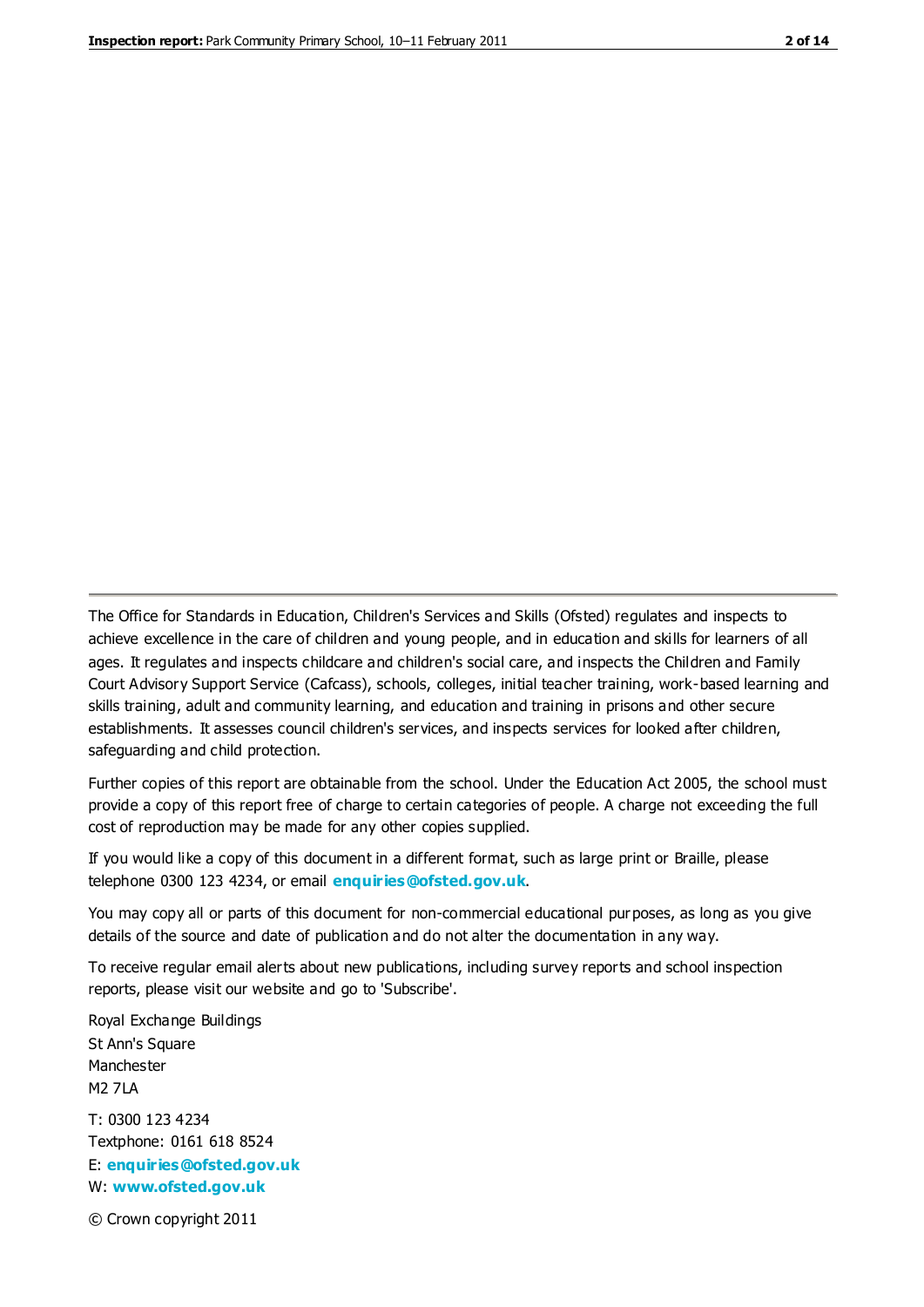The Office for Standards in Education, Children's Services and Skills (Ofsted) regulates and inspects to achieve excellence in the care of children and young people, and in education and skills for learners of all ages. It regulates and inspects childcare and children's social care, and inspects the Children and Family Court Advisory Support Service (Cafcass), schools, colleges, initial teacher training, work-based learning and skills training, adult and community learning, and education and training in prisons and other secure establishments. It assesses council children's services, and inspects services for looked after children, safeguarding and child protection.

Further copies of this report are obtainable from the school. Under the Education Act 2005, the school must provide a copy of this report free of charge to certain categories of people. A charge not exceeding the full cost of reproduction may be made for any other copies supplied.

If you would like a copy of this document in a different format, such as large print or Braille, please telephone 0300 123 4234, or email **enquiries@ofsted.gov.uk**.

You may copy all or parts of this document for non-commercial educational purposes, as long as you give details of the source and date of publication and do not alter the documentation in any way.

To receive regular email alerts about new publications, including survey reports and school inspection reports, please visit our website and go to 'Subscribe'.

Royal Exchange Buildings
St Ann's Square
Manchester
M2 7LA

T: 0300 123 4234
Textphone: 0161 618 8524
E: **enquiries@ofsted.gov.uk**
W: **www.ofsted.gov.uk**

© Crown copyright 2011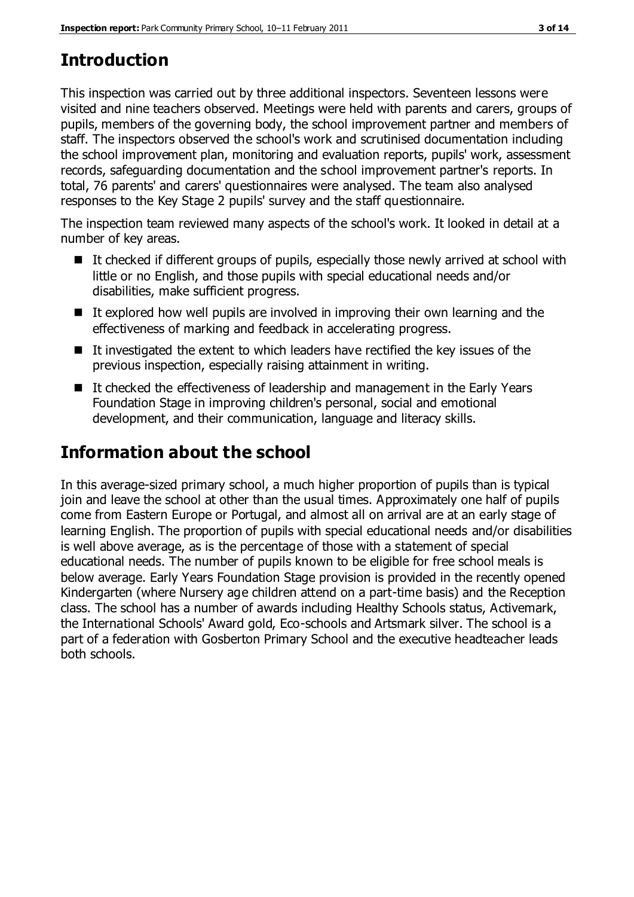## Introduction

This inspection was carried out by three additional inspectors. Seventeen lessons were visited and nine teachers observed. Meetings were held with parents and carers, groups of pupils, members of the governing body, the school improvement partner and members of staff. The inspectors observed the school's work and scrutinised documentation including the school improvement plan, monitoring and evaluation reports, pupils' work, assessment records, safeguarding documentation and the school improvement partner's reports. In total, 76 parents' and carers' questionnaires were analysed. The team also analysed responses to the Key Stage 2 pupils' survey and the staff questionnaire.

The inspection team reviewed many aspects of the school's work. It looked in detail at a number of key areas.

- It checked if different groups of pupils, especially those newly arrived at school with little or no English, and those pupils with special educational needs and/or disabilities, make sufficient progress.
- It explored how well pupils are involved in improving their own learning and the effectiveness of marking and feedback in accelerating progress.
- It investigated the extent to which leaders have rectified the key issues of the previous inspection, especially raising attainment in writing.
- It checked the effectiveness of leadership and management in the Early Years Foundation Stage in improving children's personal, social and emotional development, and their communication, language and literacy skills.

## Information about the school

In this average-sized primary school, a much higher proportion of pupils than is typical join and leave the school at other than the usual times. Approximately one half of pupils come from Eastern Europe or Portugal, and almost all on arrival are at an early stage of learning English. The proportion of pupils with special educational needs and/or disabilities is well above average, as is the percentage of those with a statement of special educational needs. The number of pupils known to be eligible for free school meals is below average. Early Years Foundation Stage provision is provided in the recently opened Kindergarten (where Nursery age children attend on a part-time basis) and the Reception class. The school has a number of awards including Healthy Schools status, Activemark, the International Schools' Award gold, Eco-schools and Artsmark silver. The school is a part of a federation with Gosberton Primary School and the executive headteacher leads both schools.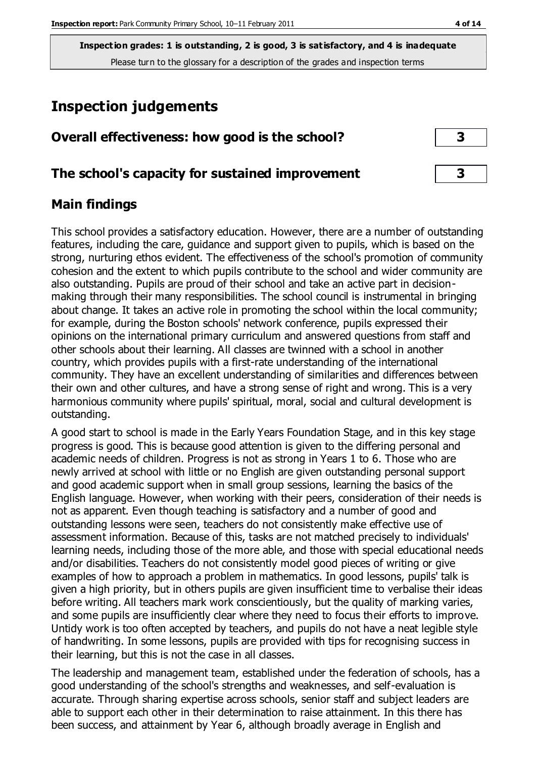**Inspection grades: 1 is outstanding, 2 is good, 3 is satisfactory, and 4 is inadequate**
Please turn to the glossary for a description of the grades and inspection terms

# Inspection judgements

## Overall effectiveness: how good is the school? 3

## The school's capacity for sustained improvement 3

## Main findings

This school provides a satisfactory education. However, there are a number of outstanding features, including the care, guidance and support given to pupils, which is based on the strong, nurturing ethos evident. The effectiveness of the school's promotion of community cohesion and the extent to which pupils contribute to the school and wider community are also outstanding. Pupils are proud of their school and take an active part in decision-making through their many responsibilities. The school council is instrumental in bringing about change. It takes an active role in promoting the school within the local community; for example, during the Boston schools' network conference, pupils expressed their opinions on the international primary curriculum and answered questions from staff and other schools about their learning. All classes are twinned with a school in another country, which provides pupils with a first-rate understanding of the international community. They have an excellent understanding of similarities and differences between their own and other cultures, and have a strong sense of right and wrong. This is a very harmonious community where pupils' spiritual, moral, social and cultural development is outstanding.

A good start to school is made in the Early Years Foundation Stage, and in this key stage progress is good. This is because good attention is given to the differing personal and academic needs of children. Progress is not as strong in Years 1 to 6. Those who are newly arrived at school with little or no English are given outstanding personal support and good academic support when in small group sessions, learning the basics of the English language. However, when working with their peers, consideration of their needs is not as apparent. Even though teaching is satisfactory and a number of good and outstanding lessons were seen, teachers do not consistently make effective use of assessment information. Because of this, tasks are not matched precisely to individuals' learning needs, including those of the more able, and those with special educational needs and/or disabilities. Teachers do not consistently model good pieces of writing or give examples of how to approach a problem in mathematics. In good lessons, pupils' talk is given a high priority, but in others pupils are given insufficient time to verbalise their ideas before writing. All teachers mark work conscientiously, but the quality of marking varies, and some pupils are insufficiently clear where they need to focus their efforts to improve. Untidy work is too often accepted by teachers, and pupils do not have a neat legible style of handwriting. In some lessons, pupils are provided with tips for recognising success in their learning, but this is not the case in all classes.

The leadership and management team, established under the federation of schools, has a good understanding of the school's strengths and weaknesses, and self-evaluation is accurate. Through sharing expertise across schools, senior staff and subject leaders are able to support each other in their determination to raise attainment. In this there has been success, and attainment by Year 6, although broadly average in English and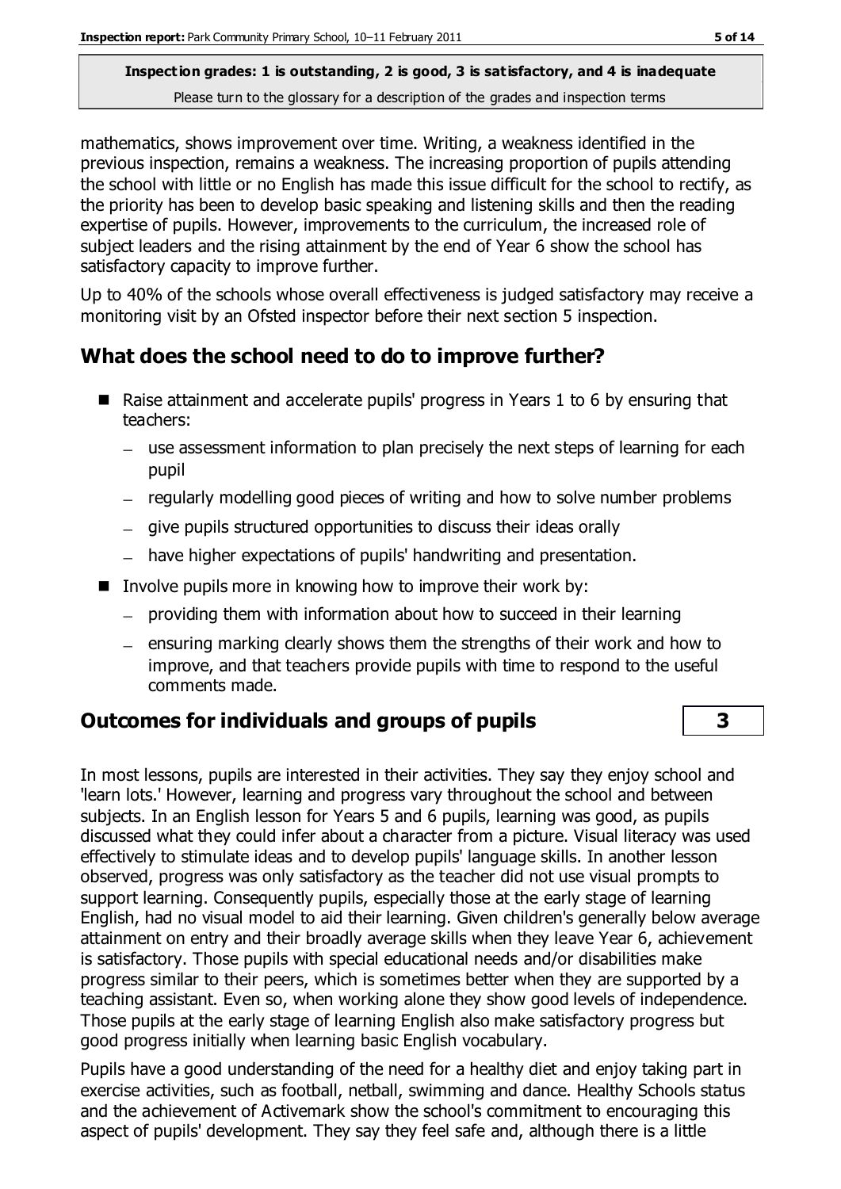mathematics, shows improvement over time. Writing, a weakness identified in the previous inspection, remains a weakness. The increasing proportion of pupils attending the school with little or no English has made this issue difficult for the school to rectify, as the priority has been to develop basic speaking and listening skills and then the reading expertise of pupils. However, improvements to the curriculum, the increased role of subject leaders and the rising attainment by the end of Year 6 show the school has satisfactory capacity to improve further.

Up to 40% of the schools whose overall effectiveness is judged satisfactory may receive a monitoring visit by an Ofsted inspector before their next section 5 inspection.

## What does the school need to do to improve further?

- Raise attainment and accelerate pupils' progress in Years 1 to 6 by ensuring that teachers:
  - use assessment information to plan precisely the next steps of learning for each pupil
  - regularly modelling good pieces of writing and how to solve number problems
  - give pupils structured opportunities to discuss their ideas orally
  - have higher expectations of pupils' handwriting and presentation.
- Involve pupils more in knowing how to improve their work by:
  - providing them with information about how to succeed in their learning
  - ensuring marking clearly shows them the strengths of their work and how to improve, and that teachers provide pupils with time to respond to the useful comments made.

## Outcomes for individuals and groups of pupils — 3

In most lessons, pupils are interested in their activities. They say they enjoy school and 'learn lots.' However, learning and progress vary throughout the school and between subjects. In an English lesson for Years 5 and 6 pupils, learning was good, as pupils discussed what they could infer about a character from a picture. Visual literacy was used effectively to stimulate ideas and to develop pupils' language skills. In another lesson observed, progress was only satisfactory as the teacher did not use visual prompts to support learning. Consequently pupils, especially those at the early stage of learning English, had no visual model to aid their learning. Given children's generally below average attainment on entry and their broadly average skills when they leave Year 6, achievement is satisfactory. Those pupils with special educational needs and/or disabilities make progress similar to their peers, which is sometimes better when they are supported by a teaching assistant. Even so, when working alone they show good levels of independence. Those pupils at the early stage of learning English also make satisfactory progress but good progress initially when learning basic English vocabulary.

Pupils have a good understanding of the need for a healthy diet and enjoy taking part in exercise activities, such as football, netball, swimming and dance. Healthy Schools status and the achievement of Activemark show the school's commitment to encouraging this aspect of pupils' development. They say they feel safe and, although there is a little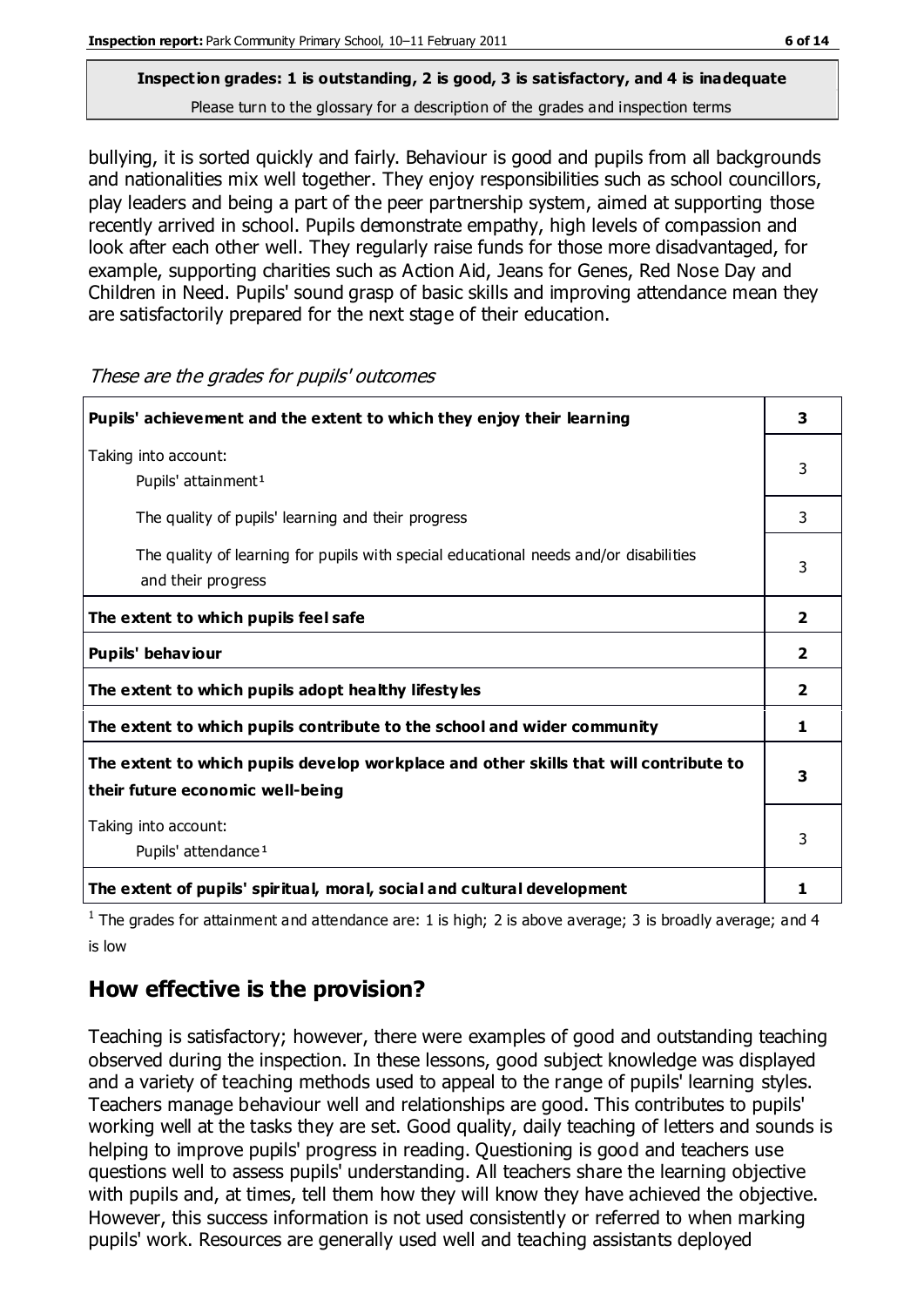**Inspection grades: 1 is outstanding, 2 is good, 3 is satisfactory, and 4 is inadequate**
Please turn to the glossary for a description of the grades and inspection terms

bullying, it is sorted quickly and fairly. Behaviour is good and pupils from all backgrounds and nationalities mix well together. They enjoy responsibilities such as school councillors, play leaders and being a part of the peer partnership system, aimed at supporting those recently arrived in school. Pupils demonstrate empathy, high levels of compassion and look after each other well. They regularly raise funds for those more disadvantaged, for example, supporting charities such as Action Aid, Jeans for Genes, Red Nose Day and Children in Need. Pupils' sound grasp of basic skills and improving attendance mean they are satisfactorily prepared for the next stage of their education.

*These are the grades for pupils' outcomes*

| | |
|---|---|
| **Pupils' achievement and the extent to which they enjoy their learning** | **3** |
| Taking into account: Pupils' attainment[1] | 3 |
| The quality of pupils' learning and their progress | 3 |
| The quality of learning for pupils with special educational needs and/or disabilities and their progress | 3 |
| **The extent to which pupils feel safe** | **2** |
| **Pupils' behaviour** | **2** |
| **The extent to which pupils adopt healthy lifestyles** | **2** |
| **The extent to which pupils contribute to the school and wider community** | **1** |
| **The extent to which pupils develop workplace and other skills that will contribute to their future economic well-being** | **3** |
| Taking into account: Pupils' attendance[1] | 3 |
| **The extent of pupils' spiritual, moral, social and cultural development** | **1** |

[1] The grades for attainment and attendance are: 1 is high; 2 is above average; 3 is broadly average; and 4 is low

## How effective is the provision?

Teaching is satisfactory; however, there were examples of good and outstanding teaching observed during the inspection. In these lessons, good subject knowledge was displayed and a variety of teaching methods used to appeal to the range of pupils' learning styles. Teachers manage behaviour well and relationships are good. This contributes to pupils' working well at the tasks they are set. Good quality, daily teaching of letters and sounds is helping to improve pupils' progress in reading. Questioning is good and teachers use questions well to assess pupils' understanding. All teachers share the learning objective with pupils and, at times, tell them how they will know they have achieved the objective. However, this success information is not used consistently or referred to when marking pupils' work. Resources are generally used well and teaching assistants deployed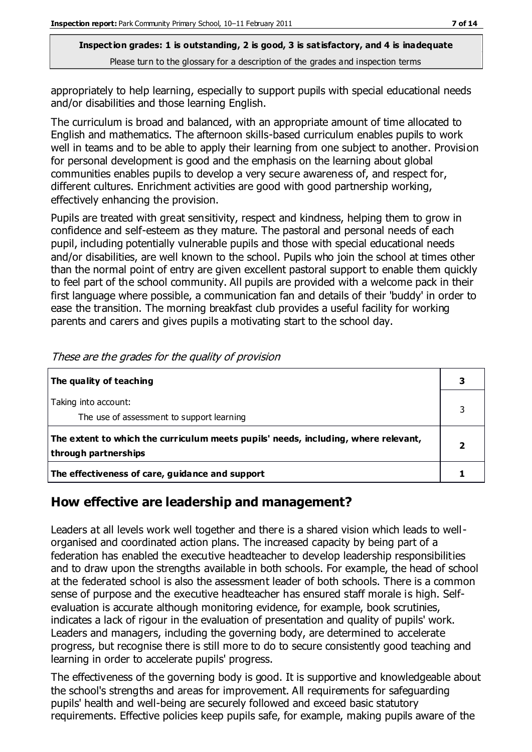appropriately to help learning, especially to support pupils with special educational needs and/or disabilities and those learning English.

The curriculum is broad and balanced, with an appropriate amount of time allocated to English and mathematics. The afternoon skills-based curriculum enables pupils to work well in teams and to be able to apply their learning from one subject to another. Provision for personal development is good and the emphasis on the learning about global communities enables pupils to develop a very secure awareness of, and respect for, different cultures. Enrichment activities are good with good partnership working, effectively enhancing the provision.

Pupils are treated with great sensitivity, respect and kindness, helping them to grow in confidence and self-esteem as they mature. The pastoral and personal needs of each pupil, including potentially vulnerable pupils and those with special educational needs and/or disabilities, are well known to the school. Pupils who join the school at times other than the normal point of entry are given excellent pastoral support to enable them quickly to feel part of the school community. All pupils are provided with a welcome pack in their first language where possible, a communication fan and details of their 'buddy' in order to ease the transition. The morning breakfast club provides a useful facility for working parents and carers and gives pupils a motivating start to the school day.

*These are the grades for the quality of provision*

| | |
|---|---|
| **The quality of teaching** | **3** |
| Taking into account:<br>The use of assessment to support learning | 3 |
| **The extent to which the curriculum meets pupils' needs, including, where relevant, through partnerships** | **2** |
| **The effectiveness of care, guidance and support** | **1** |

## How effective are leadership and management?

Leaders at all levels work well together and there is a shared vision which leads to well-organised and coordinated action plans. The increased capacity by being part of a federation has enabled the executive headteacher to develop leadership responsibilities and to draw upon the strengths available in both schools. For example, the head of school at the federated school is also the assessment leader of both schools. There is a common sense of purpose and the executive headteacher has ensured staff morale is high. Self-evaluation is accurate although monitoring evidence, for example, book scrutinies, indicates a lack of rigour in the evaluation of presentation and quality of pupils' work. Leaders and managers, including the governing body, are determined to accelerate progress, but recognise there is still more to do to secure consistently good teaching and learning in order to accelerate pupils' progress.

The effectiveness of the governing body is good. It is supportive and knowledgeable about the school's strengths and areas for improvement. All requirements for safeguarding pupils' health and well-being are securely followed and exceed basic statutory requirements. Effective policies keep pupils safe, for example, making pupils aware of the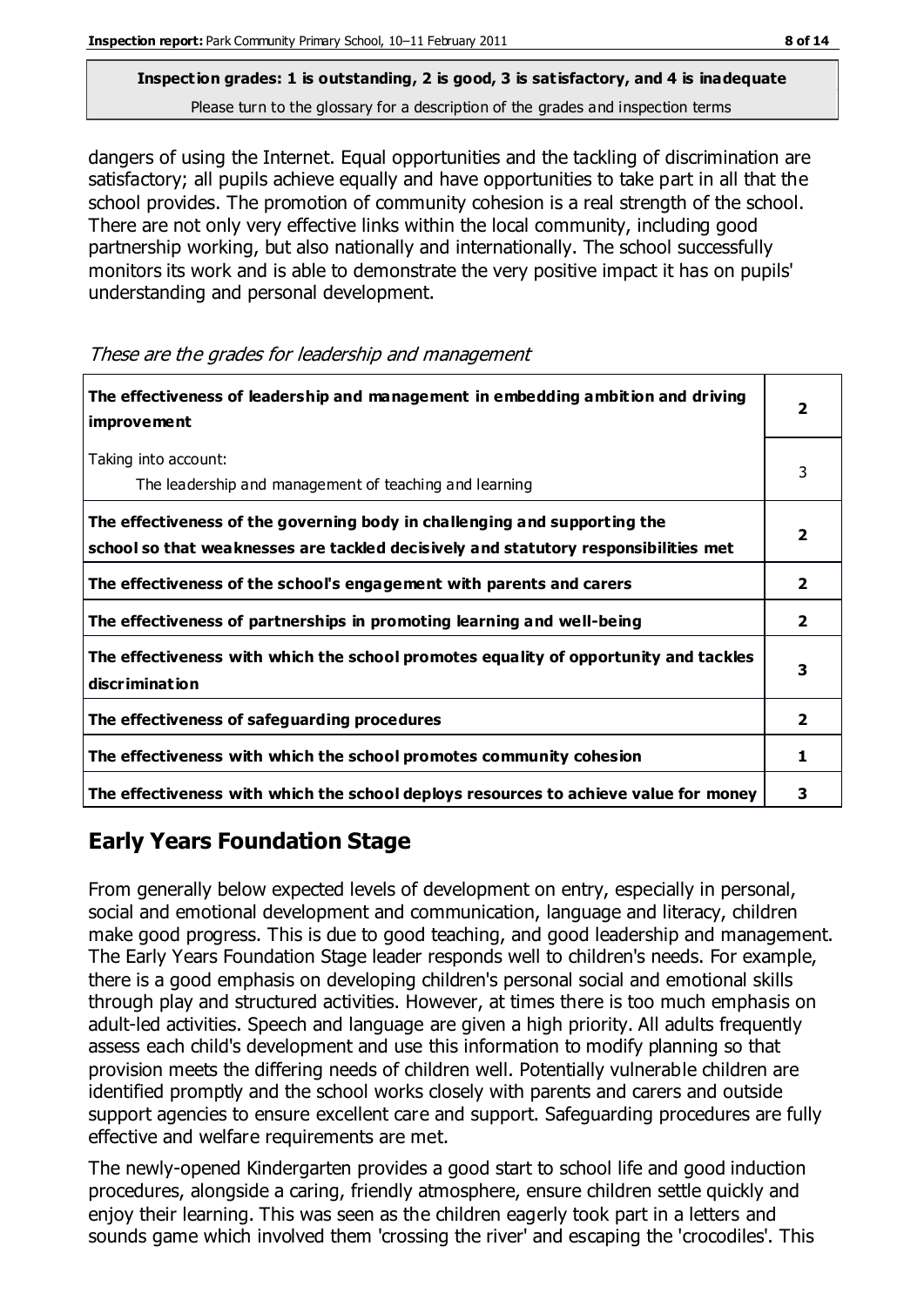**Inspection grades: 1 is outstanding, 2 is good, 3 is satisfactory, and 4 is inadequate**
Please turn to the glossary for a description of the grades and inspection terms

dangers of using the Internet. Equal opportunities and the tackling of discrimination are satisfactory; all pupils achieve equally and have opportunities to take part in all that the school provides. The promotion of community cohesion is a real strength of the school. There are not only very effective links within the local community, including good partnership working, but also nationally and internationally. The school successfully monitors its work and is able to demonstrate the very positive impact it has on pupils' understanding and personal development.

*These are the grades for leadership and management*

| | |
|---|---|
| **The effectiveness of leadership and management in embedding ambition and driving improvement** | **2** |
| Taking into account:<br>The leadership and management of teaching and learning | 3 |
| **The effectiveness of the governing body in challenging and supporting the school so that weaknesses are tackled decisively and statutory responsibilities met** | **2** |
| **The effectiveness of the school's engagement with parents and carers** | **2** |
| **The effectiveness of partnerships in promoting learning and well-being** | **2** |
| **The effectiveness with which the school promotes equality of opportunity and tackles discrimination** | **3** |
| **The effectiveness of safeguarding procedures** | **2** |
| **The effectiveness with which the school promotes community cohesion** | **1** |
| **The effectiveness with which the school deploys resources to achieve value for money** | **3** |

## Early Years Foundation Stage

From generally below expected levels of development on entry, especially in personal, social and emotional development and communication, language and literacy, children make good progress. This is due to good teaching, and good leadership and management. The Early Years Foundation Stage leader responds well to children's needs. For example, there is a good emphasis on developing children's personal social and emotional skills through play and structured activities. However, at times there is too much emphasis on adult-led activities. Speech and language are given a high priority. All adults frequently assess each child's development and use this information to modify planning so that provision meets the differing needs of children well. Potentially vulnerable children are identified promptly and the school works closely with parents and carers and outside support agencies to ensure excellent care and support. Safeguarding procedures are fully effective and welfare requirements are met.

The newly-opened Kindergarten provides a good start to school life and good induction procedures, alongside a caring, friendly atmosphere, ensure children settle quickly and enjoy their learning. This was seen as the children eagerly took part in a letters and sounds game which involved them 'crossing the river' and escaping the 'crocodiles'. This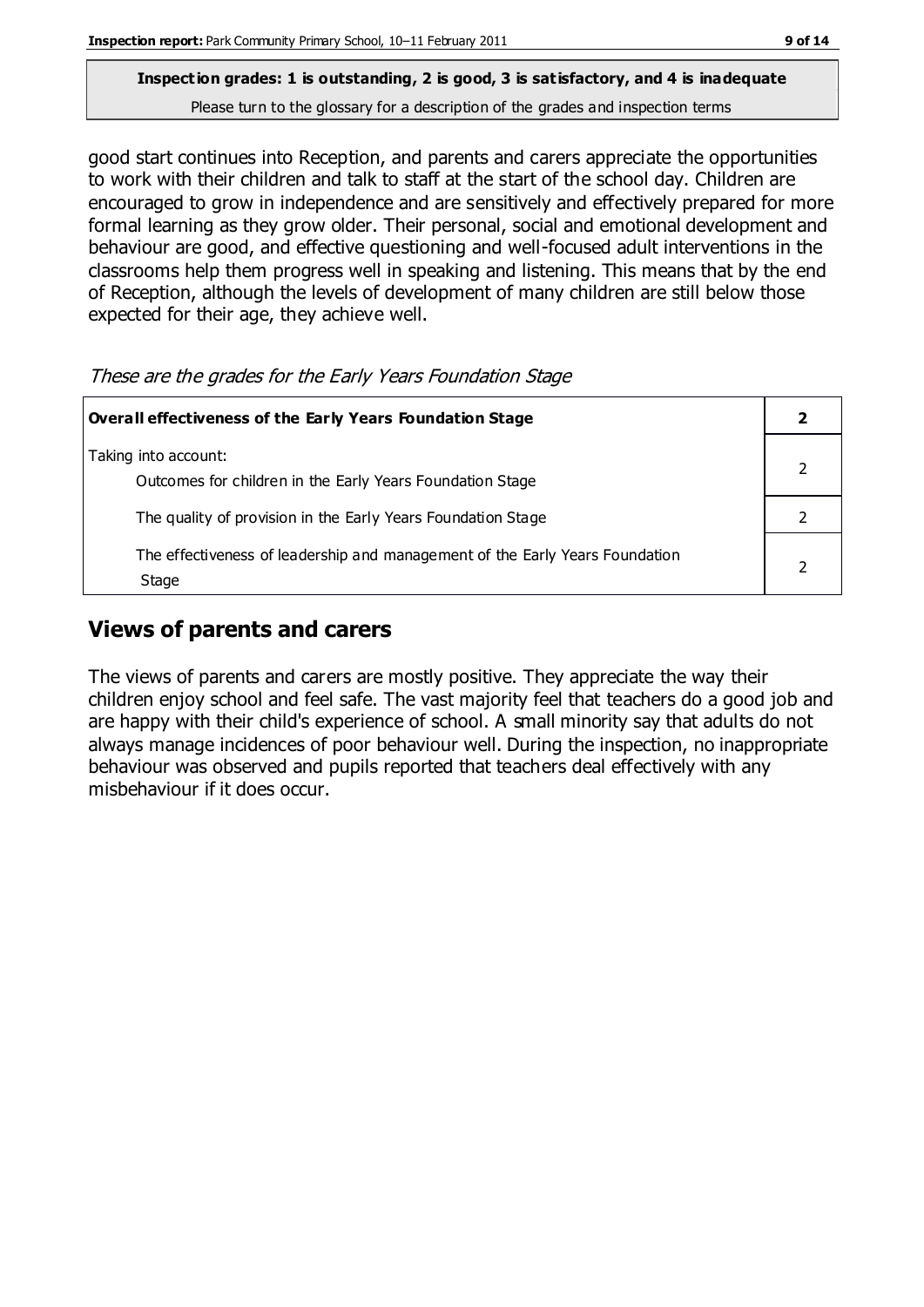**Inspection grades: 1 is outstanding, 2 is good, 3 is satisfactory, and 4 is inadequate**
Please turn to the glossary for a description of the grades and inspection terms

good start continues into Reception, and parents and carers appreciate the opportunities to work with their children and talk to staff at the start of the school day. Children are encouraged to grow in independence and are sensitively and effectively prepared for more formal learning as they grow older. Their personal, social and emotional development and behaviour are good, and effective questioning and well-focused adult interventions in the classrooms help them progress well in speaking and listening. This means that by the end of Reception, although the levels of development of many children are still below those expected for their age, they achieve well.

*These are the grades for the Early Years Foundation Stage*

| **Overall effectiveness of the Early Years Foundation Stage** | **2** |
|---|---|
| Taking into account:<br>Outcomes for children in the Early Years Foundation Stage | 2 |
| The quality of provision in the Early Years Foundation Stage | 2 |
| The effectiveness of leadership and management of the Early Years Foundation Stage | 2 |

## Views of parents and carers

The views of parents and carers are mostly positive. They appreciate the way their children enjoy school and feel safe. The vast majority feel that teachers do a good job and are happy with their child's experience of school. A small minority say that adults do not always manage incidences of poor behaviour well. During the inspection, no inappropriate behaviour was observed and pupils reported that teachers deal effectively with any misbehaviour if it does occur.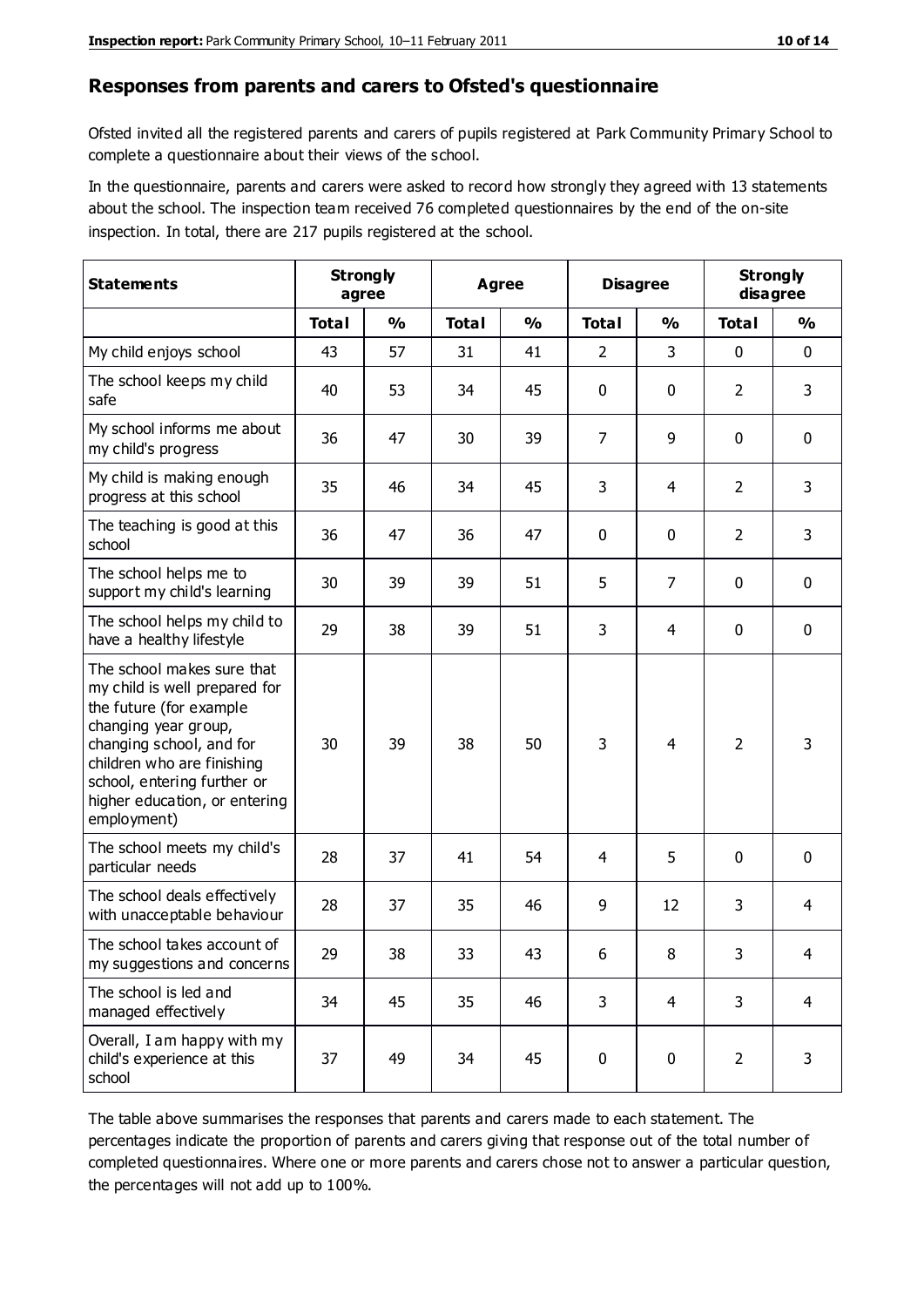## Responses from parents and carers to Ofsted's questionnaire

Ofsted invited all the registered parents and carers of pupils registered at Park Community Primary School to complete a questionnaire about their views of the school.

In the questionnaire, parents and carers were asked to record how strongly they agreed with 13 statements about the school. The inspection team received 76 completed questionnaires by the end of the on-site inspection. In total, there are 217 pupils registered at the school.

| Statements | Strongly agree | | Agree | | Disagree | | Strongly disagree | |
|---|---|---|---|---|---|---|---|---|
| | Total | % | Total | % | Total | % | Total | % |
| My child enjoys school | 43 | 57 | 31 | 41 | 2 | 3 | 0 | 0 |
| The school keeps my child safe | 40 | 53 | 34 | 45 | 0 | 0 | 2 | 3 |
| My school informs me about my child's progress | 36 | 47 | 30 | 39 | 7 | 9 | 0 | 0 |
| My child is making enough progress at this school | 35 | 46 | 34 | 45 | 3 | 4 | 2 | 3 |
| The teaching is good at this school | 36 | 47 | 36 | 47 | 0 | 0 | 2 | 3 |
| The school helps me to support my child's learning | 30 | 39 | 39 | 51 | 5 | 7 | 0 | 0 |
| The school helps my child to have a healthy lifestyle | 29 | 38 | 39 | 51 | 3 | 4 | 0 | 0 |
| The school makes sure that my child is well prepared for the future (for example changing year group, changing school, and for children who are finishing school, entering further or higher education, or entering employment) | 30 | 39 | 38 | 50 | 3 | 4 | 2 | 3 |
| The school meets my child's particular needs | 28 | 37 | 41 | 54 | 4 | 5 | 0 | 0 |
| The school deals effectively with unacceptable behaviour | 28 | 37 | 35 | 46 | 9 | 12 | 3 | 4 |
| The school takes account of my suggestions and concerns | 29 | 38 | 33 | 43 | 6 | 8 | 3 | 4 |
| The school is led and managed effectively | 34 | 45 | 35 | 46 | 3 | 4 | 3 | 4 |
| Overall, I am happy with my child's experience at this school | 37 | 49 | 34 | 45 | 0 | 0 | 2 | 3 |

The table above summarises the responses that parents and carers made to each statement. The percentages indicate the proportion of parents and carers giving that response out of the total number of completed questionnaires. Where one or more parents and carers chose not to answer a particular question, the percentages will not add up to 100%.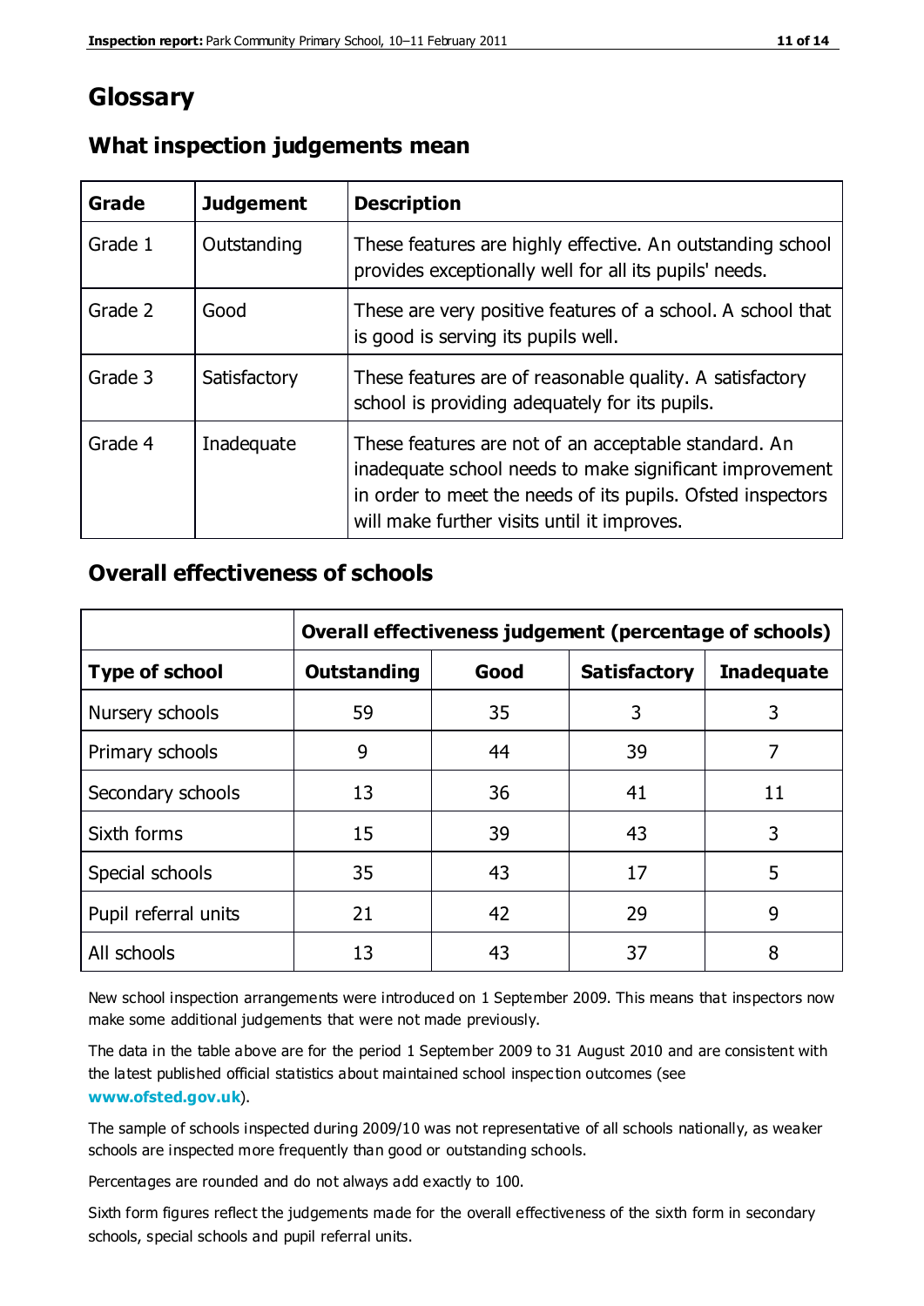# Glossary

## What inspection judgements mean

| Grade | Judgement | Description |
|---|---|---|
| Grade 1 | Outstanding | These features are highly effective. An outstanding school provides exceptionally well for all its pupils' needs. |
| Grade 2 | Good | These are very positive features of a school. A school that is good is serving its pupils well. |
| Grade 3 | Satisfactory | These features are of reasonable quality. A satisfactory school is providing adequately for its pupils. |
| Grade 4 | Inadequate | These features are not of an acceptable standard. An inadequate school needs to make significant improvement in order to meet the needs of its pupils. Ofsted inspectors will make further visits until it improves. |

## Overall effectiveness of schools

| | Overall effectiveness judgement (percentage of schools) | | | |
|---|---|---|---|---|
| **Type of school** | **Outstanding** | **Good** | **Satisfactory** | **Inadequate** |
| Nursery schools | 59 | 35 | 3 | 3 |
| Primary schools | 9 | 44 | 39 | 7 |
| Secondary schools | 13 | 36 | 41 | 11 |
| Sixth forms | 15 | 39 | 43 | 3 |
| Special schools | 35 | 43 | 17 | 5 |
| Pupil referral units | 21 | 42 | 29 | 9 |
| All schools | 13 | 43 | 37 | 8 |

New school inspection arrangements were introduced on 1 September 2009. This means that inspectors now make some additional judgements that were not made previously.

The data in the table above are for the period 1 September 2009 to 31 August 2010 and are consistent with the latest published official statistics about maintained school inspection outcomes (see **www.ofsted.gov.uk**).

The sample of schools inspected during 2009/10 was not representative of all schools nationally, as weaker schools are inspected more frequently than good or outstanding schools.

Percentages are rounded and do not always add exactly to 100.

Sixth form figures reflect the judgements made for the overall effectiveness of the sixth form in secondary schools, special schools and pupil referral units.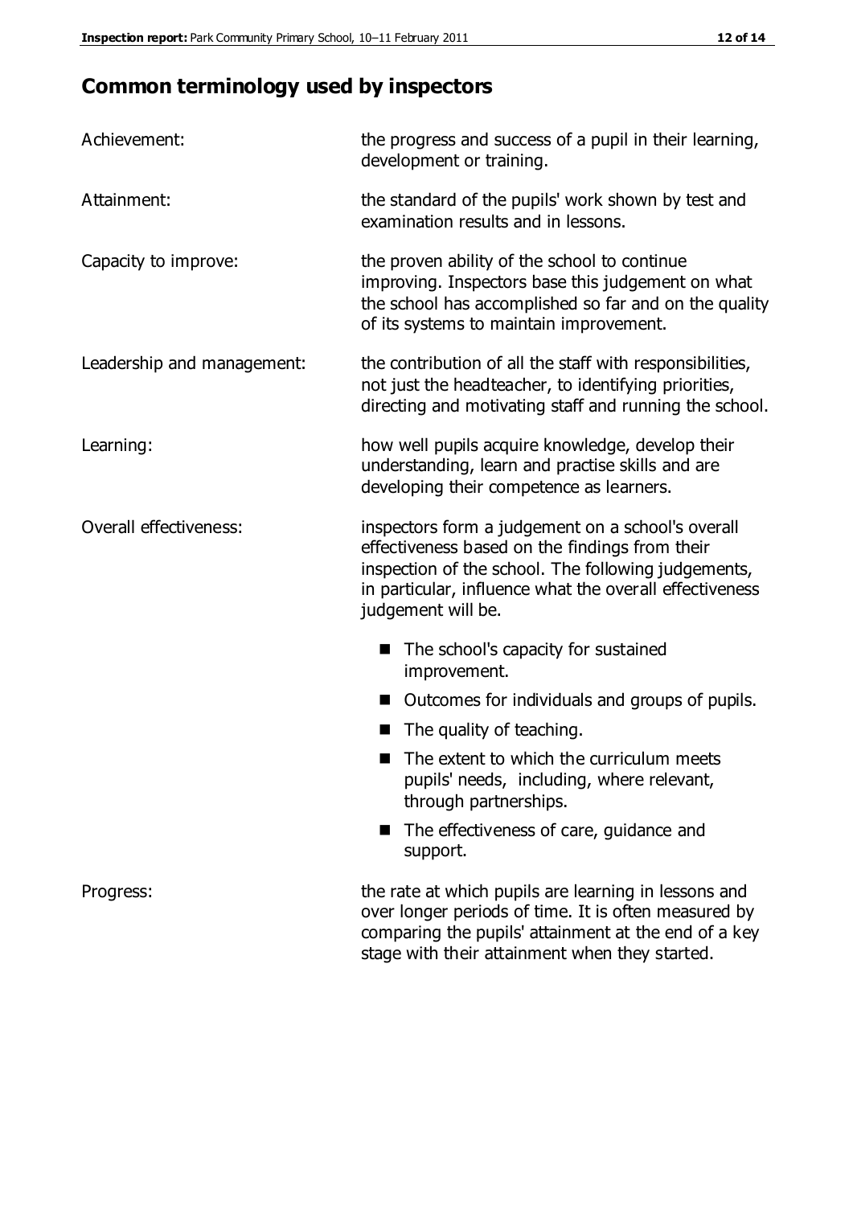## Common terminology used by inspectors

**Achievement:** the progress and success of a pupil in their learning, development or training.

**Attainment:** the standard of the pupils' work shown by test and examination results and in lessons.

**Capacity to improve:** the proven ability of the school to continue improving. Inspectors base this judgement on what the school has accomplished so far and on the quality of its systems to maintain improvement.

**Leadership and management:** the contribution of all the staff with responsibilities, not just the headteacher, to identifying priorities, directing and motivating staff and running the school.

**Learning:** how well pupils acquire knowledge, develop their understanding, learn and practise skills and are developing their competence as learners.

**Overall effectiveness:** inspectors form a judgement on a school's overall effectiveness based on the findings from their inspection of the school. The following judgements, in particular, influence what the overall effectiveness judgement will be.

- The school's capacity for sustained improvement.
- Outcomes for individuals and groups of pupils.
- The quality of teaching.
- The extent to which the curriculum meets pupils' needs, including, where relevant, through partnerships.
- The effectiveness of care, guidance and support.

**Progress:** the rate at which pupils are learning in lessons and over longer periods of time. It is often measured by comparing the pupils' attainment at the end of a key stage with their attainment when they started.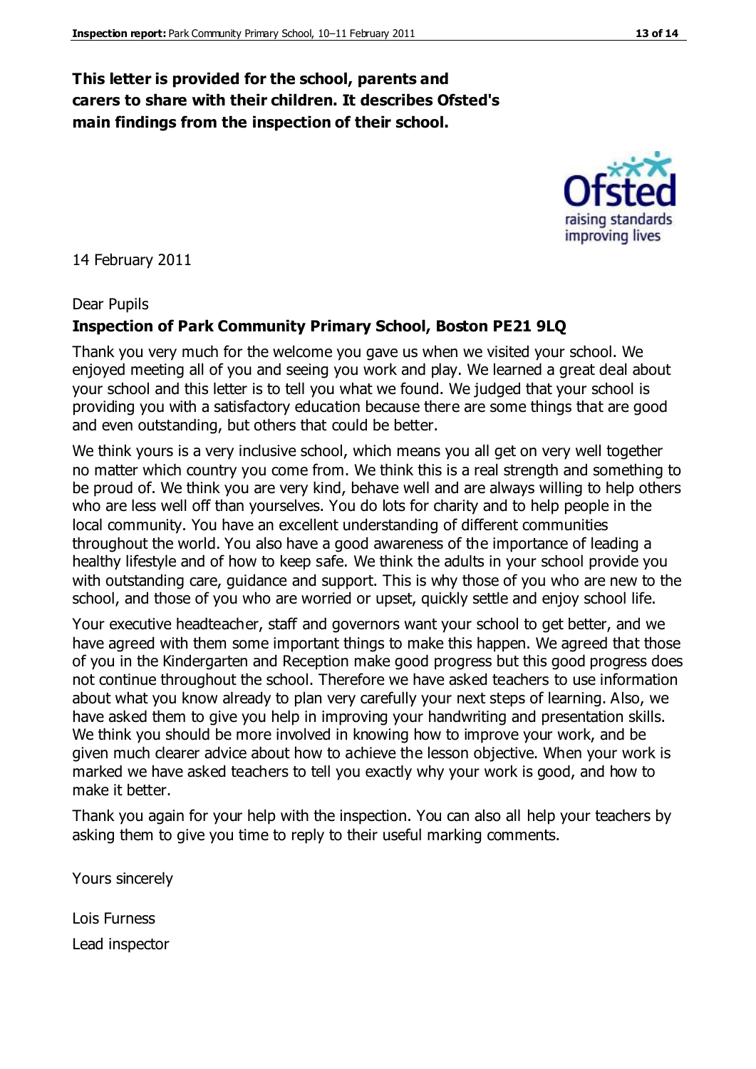**This letter is provided for the school, parents and carers to share with their children. It describes Ofsted's main findings from the inspection of their school.**

14 February 2011

Dear Pupils

**Inspection of Park Community Primary School, Boston PE21 9LQ**

Thank you very much for the welcome you gave us when we visited your school. We enjoyed meeting all of you and seeing you work and play. We learned a great deal about your school and this letter is to tell you what we found. We judged that your school is providing you with a satisfactory education because there are some things that are good and even outstanding, but others that could be better.

We think yours is a very inclusive school, which means you all get on very well together no matter which country you come from. We think this is a real strength and something to be proud of. We think you are very kind, behave well and are always willing to help others who are less well off than yourselves. You do lots for charity and to help people in the local community. You have an excellent understanding of different communities throughout the world. You also have a good awareness of the importance of leading a healthy lifestyle and of how to keep safe. We think the adults in your school provide you with outstanding care, guidance and support. This is why those of you who are new to the school, and those of you who are worried or upset, quickly settle and enjoy school life.

Your executive headteacher, staff and governors want your school to get better, and we have agreed with them some important things to make this happen. We agreed that those of you in the Kindergarten and Reception make good progress but this good progress does not continue throughout the school. Therefore we have asked teachers to use information about what you know already to plan very carefully your next steps of learning. Also, we have asked them to give you help in improving your handwriting and presentation skills. We think you should be more involved in knowing how to improve your work, and be given much clearer advice about how to achieve the lesson objective. When your work is marked we have asked teachers to tell you exactly why your work is good, and how to make it better.

Thank you again for your help with the inspection. You can also all help your teachers by asking them to give you time to reply to their useful marking comments.

Yours sincerely

Lois Furness

Lead inspector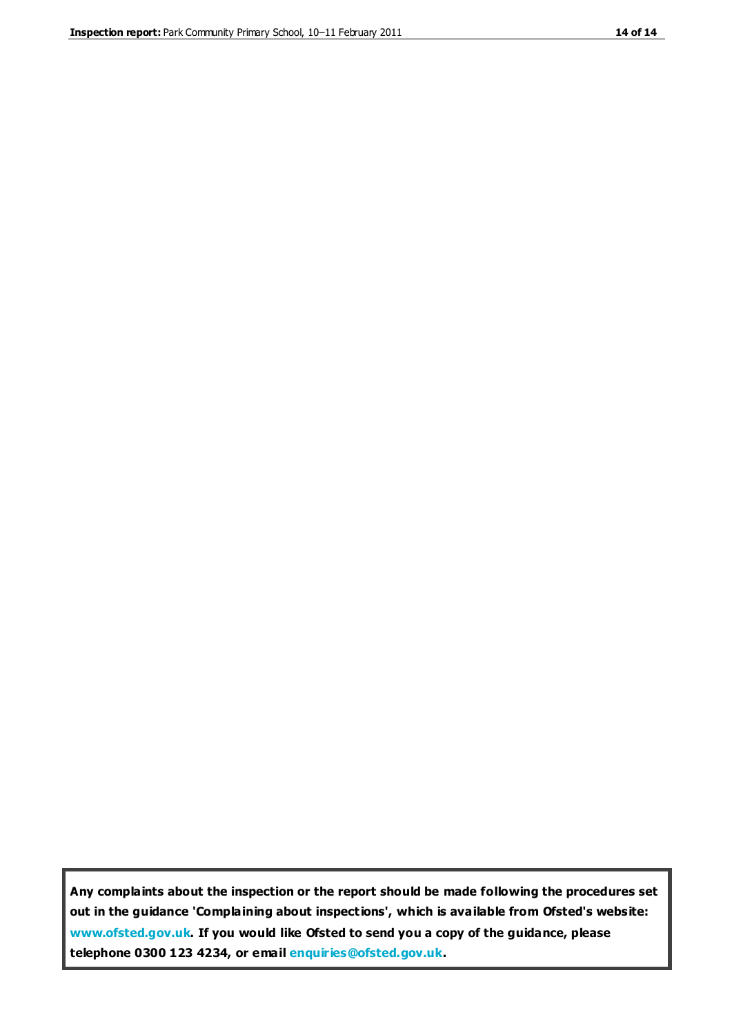**Any complaints about the inspection or the report should be made following the procedures set out in the guidance 'Complaining about inspections', which is available from Ofsted's website: www.ofsted.gov.uk. If you would like Ofsted to send you a copy of the guidance, please telephone 0300 123 4234, or email enquiries@ofsted.gov.uk.**